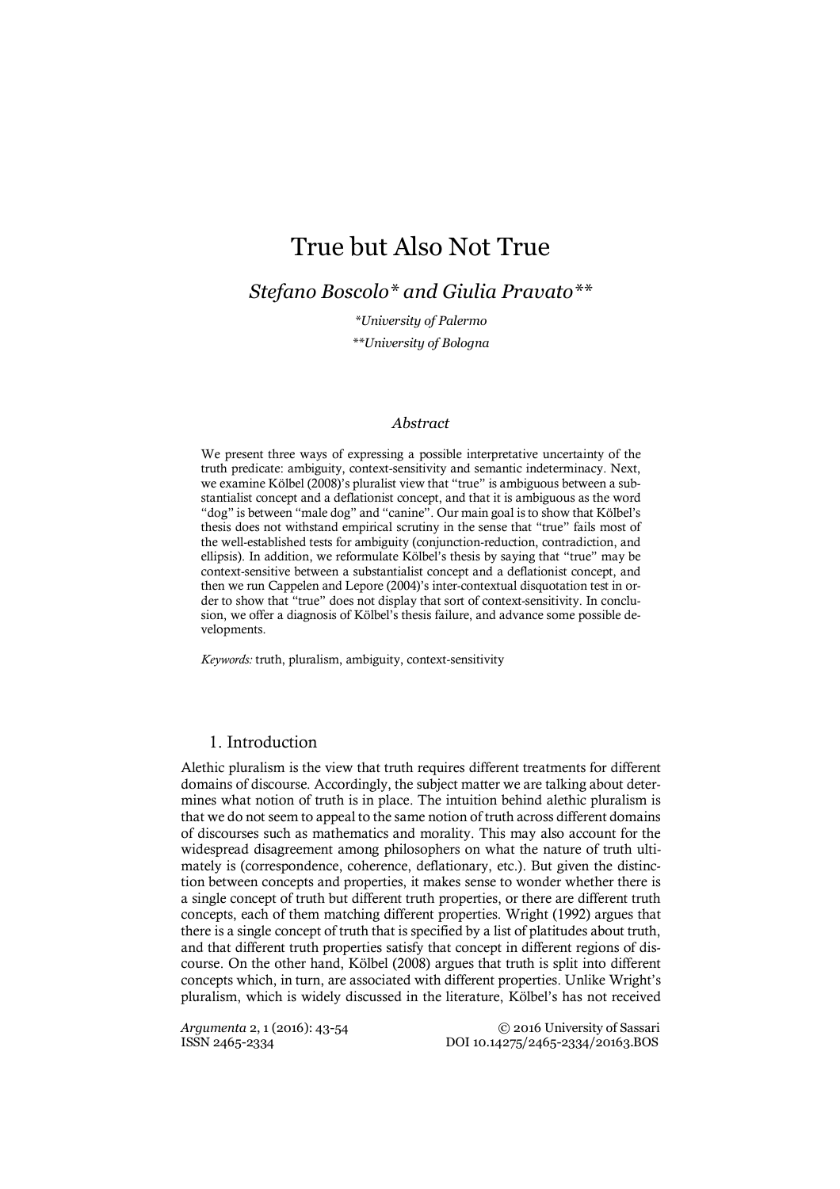# True but Also Not True

*Stefano Boscolo\* and Giulia Pravato\*\**

*\*University of Palermo*

*\*\*University of Bologna*

### Abstract

We present three ways of expressing a possible interpretative uncertainty of the truth predicate: ambiguity, context-sensitivity and semantic indeterminacy. Next, we examine Kölbel (2008)'s pluralist view that "true" is ambiguous between a substantialist concept and a deflationist concept, and that it is ambiguous as the word "dog" is between "male dog" and "canine". Our main goal is to show that Kölbel's thesis does not withstand empirical scrutiny in the sense that "true" fails most of the well-established tests for ambiguity (conjunction-reduction, contradiction, and ellipsis). In addition, we reformulate Kölbel's thesis by saying that "true" may be context-sensitive between a substantialist concept and a deflationist concept, and then we run Cappelen and Lepore (2004)'s inter-contextual disquotation test in order to show that "true" does not display that sort of context-sensitivity. In conclusion, we offer a diagnosis of Kölbel's thesis failure, and advance some possible developments.

*Keywords:* truth, pluralism, ambiguity, context-sensitivity

## 1. Introduction

Alethic pluralism is the view that truth requires different treatments for different domains of discourse. Accordingly, the subject matter we are talking about determines what notion of truth is in place. The intuition behind alethic pluralism is that we do not seem to appeal to the same notion of truth across different domains of discourses such as mathematics and morality. This may also account for the widespread disagreement among philosophers on what the nature of truth ultimately is (correspondence, coherence, deflationary, etc.). But given the distinction between concepts and properties, it makes sense to wonder whether there is a single concept of truth but different truth properties, or there are different truth concepts, each of them matching different properties. Wright (1992) argues that there is a single concept of truth that is specified by a list of platitudes about truth, and that different truth properties satisfy that concept in different regions of discourse. On the other hand, Kölbel (2008) argues that truth is split into different concepts which, in turn, are associated with different properties. Unlike Wright's pluralism, which is widely discussed in the literature, Kölbel's has not received

*Argumenta* 2, 1 (2016): 43-54 © 2016 University of Sassari
ISSN 2465-2334 DOI 10.14275/2465-2334/20163.BOS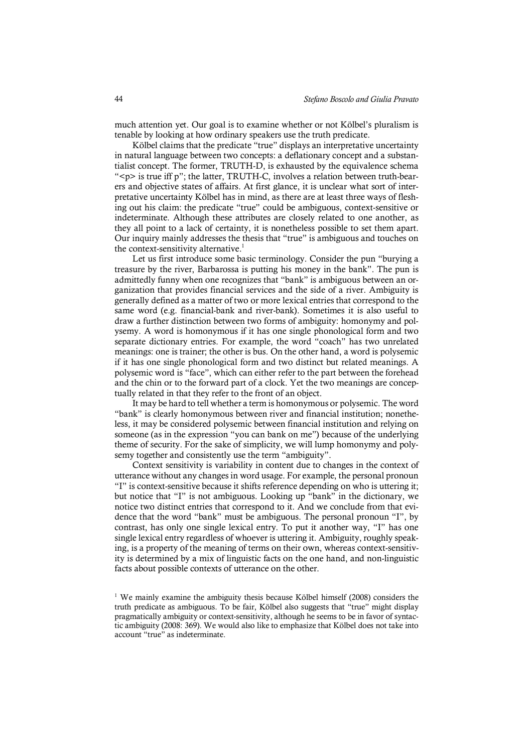much attention yet. Our goal is to examine whether or not Kölbel's pluralism is tenable by looking at how ordinary speakers use the truth predicate.

Kölbel claims that the predicate "true" displays an interpretative uncertainty in natural language between two concepts: a deflationary concept and a substantialist concept. The former, TRUTH-D, is exhausted by the equivalence schema "<p> is true iff p"; the latter, TRUTH-C, involves a relation between truth-bearers and objective states of affairs. At first glance, it is unclear what sort of interpretative uncertainty Kölbel has in mind, as there are at least three ways of fleshing out his claim: the predicate "true" could be ambiguous, context-sensitive or indeterminate. Although these attributes are closely related to one another, as they all point to a lack of certainty, it is nonetheless possible to set them apart. Our inquiry mainly addresses the thesis that "true" is ambiguous and touches on the context-sensitivity alternative.[1]

Let us first introduce some basic terminology. Consider the pun "burying a treasure by the river, Barbarossa is putting his money in the bank". The pun is admittedly funny when one recognizes that "bank" is ambiguous between an organization that provides financial services and the side of a river. Ambiguity is generally defined as a matter of two or more lexical entries that correspond to the same word (e.g. financial-bank and river-bank). Sometimes it is also useful to draw a further distinction between two forms of ambiguity: homonymy and polysemy. A word is homonymous if it has one single phonological form and two separate dictionary entries. For example, the word "coach" has two unrelated meanings: one is trainer; the other is bus. On the other hand, a word is polysemic if it has one single phonological form and two distinct but related meanings. A polysemic word is "face", which can either refer to the part between the forehead and the chin or to the forward part of a clock. Yet the two meanings are conceptually related in that they refer to the front of an object.

It may be hard to tell whether a term is homonymous or polysemic. The word "bank" is clearly homonymous between river and financial institution; nonetheless, it may be considered polysemic between financial institution and relying on someone (as in the expression "you can bank on me") because of the underlying theme of security. For the sake of simplicity, we will lump homonymy and polysemy together and consistently use the term "ambiguity".

Context sensitivity is variability in content due to changes in the context of utterance without any changes in word usage. For example, the personal pronoun "I" is context-sensitive because it shifts reference depending on who is uttering it; but notice that "I" is not ambiguous. Looking up "bank" in the dictionary, we notice two distinct entries that correspond to it. And we conclude from that evidence that the word "bank" must be ambiguous. The personal pronoun "I", by contrast, has only one single lexical entry. To put it another way, "I" has one single lexical entry regardless of whoever is uttering it. Ambiguity, roughly speaking, is a property of the meaning of terms on their own, whereas context-sensitivity is determined by a mix of linguistic facts on the one hand, and non-linguistic facts about possible contexts of utterance on the other.

[1] We mainly examine the ambiguity thesis because Kölbel himself (2008) considers the truth predicate as ambiguous. To be fair, Kölbel also suggests that "true" might display pragmatically ambiguity or context-sensitivity, although he seems to be in favor of syntactic ambiguity (2008: 369). We would also like to emphasize that Kölbel does not take into account "true" as indeterminate.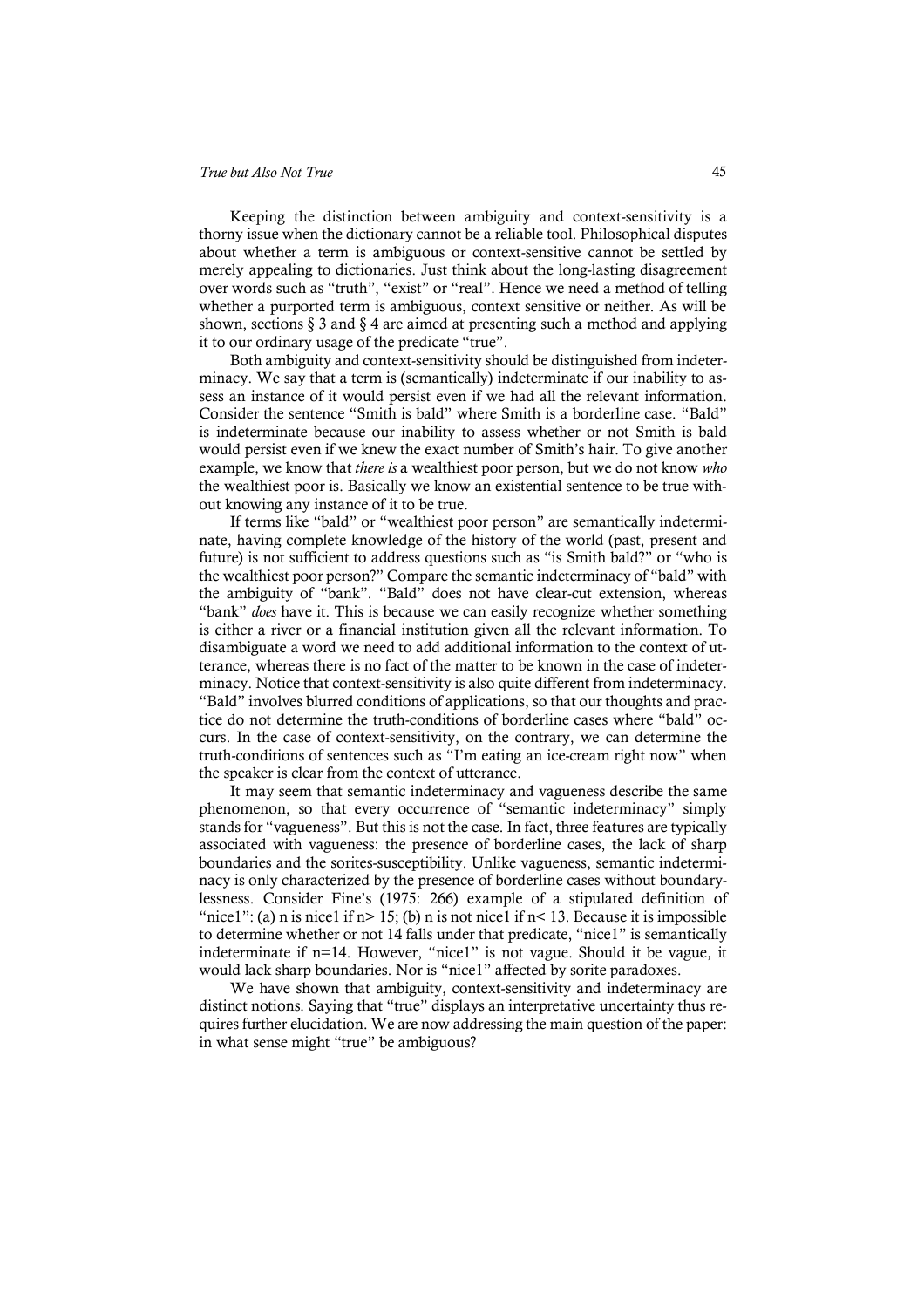Keeping the distinction between ambiguity and context-sensitivity is a thorny issue when the dictionary cannot be a reliable tool. Philosophical disputes about whether a term is ambiguous or context-sensitive cannot be settled by merely appealing to dictionaries. Just think about the long-lasting disagreement over words such as "truth", "exist" or "real". Hence we need a method of telling whether a purported term is ambiguous, context sensitive or neither. As will be shown, sections § 3 and § 4 are aimed at presenting such a method and applying it to our ordinary usage of the predicate "true".

Both ambiguity and context-sensitivity should be distinguished from indeterminacy. We say that a term is (semantically) indeterminate if our inability to assess an instance of it would persist even if we had all the relevant information. Consider the sentence "Smith is bald" where Smith is a borderline case. "Bald" is indeterminate because our inability to assess whether or not Smith is bald would persist even if we knew the exact number of Smith's hair. To give another example, we know that *there is* a wealthiest poor person, but we do not know *who* the wealthiest poor is. Basically we know an existential sentence to be true without knowing any instance of it to be true.

If terms like "bald" or "wealthiest poor person" are semantically indeterminate, having complete knowledge of the history of the world (past, present and future) is not sufficient to address questions such as "is Smith bald?" or "who is the wealthiest poor person?" Compare the semantic indeterminacy of "bald" with the ambiguity of "bank". "Bald" does not have clear-cut extension, whereas "bank" *does* have it. This is because we can easily recognize whether something is either a river or a financial institution given all the relevant information. To disambiguate a word we need to add additional information to the context of utterance, whereas there is no fact of the matter to be known in the case of indeterminacy. Notice that context-sensitivity is also quite different from indeterminacy. "Bald" involves blurred conditions of applications, so that our thoughts and practice do not determine the truth-conditions of borderline cases where "bald" occurs. In the case of context-sensitivity, on the contrary, we can determine the truth-conditions of sentences such as "I'm eating an ice-cream right now" when the speaker is clear from the context of utterance.

It may seem that semantic indeterminacy and vagueness describe the same phenomenon, so that every occurrence of "semantic indeterminacy" simply stands for "vagueness". But this is not the case. In fact, three features are typically associated with vagueness: the presence of borderline cases, the lack of sharp boundaries and the sorites-susceptibility. Unlike vagueness, semantic indeterminacy is only characterized by the presence of borderline cases without boundarylessness. Consider Fine's (1975: 266) example of a stipulated definition of "nice1": (a) n is nice1 if $n > 15$; (b) n is not nice1 if $n < 13$. Because it is impossible to determine whether or not 14 falls under that predicate, "nice1" is semantically indeterminate if $n=14$. However, "nice1" is not vague. Should it be vague, it would lack sharp boundaries. Nor is "nice1" affected by sorite paradoxes.

We have shown that ambiguity, context-sensitivity and indeterminacy are distinct notions. Saying that "true" displays an interpretative uncertainty thus requires further elucidation. We are now addressing the main question of the paper: in what sense might "true" be ambiguous?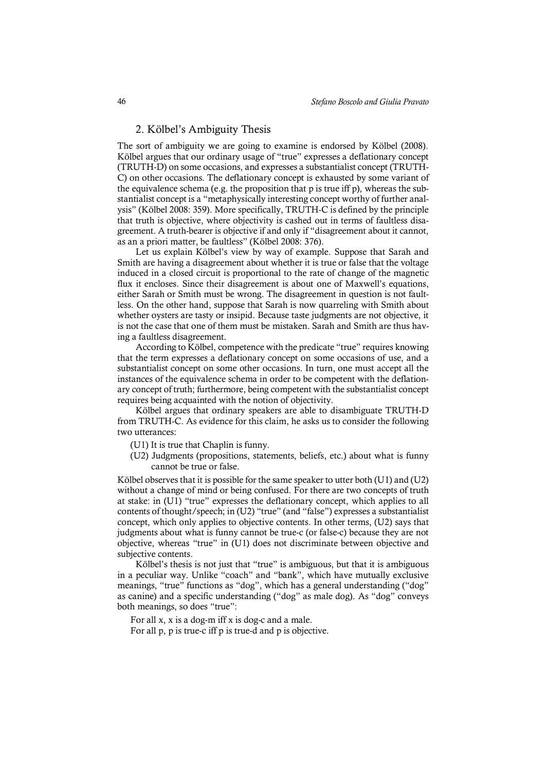## 2. Kölbel's Ambiguity Thesis

The sort of ambiguity we are going to examine is endorsed by Kölbel (2008). Kölbel argues that our ordinary usage of "true" expresses a deflationary concept (TRUTH-D) on some occasions, and expresses a substantialist concept (TRUTH-C) on other occasions. The deflationary concept is exhausted by some variant of the equivalence schema (e.g. the proposition that p is true iff p), whereas the substantialist concept is a "metaphysically interesting concept worthy of further analysis" (Kölbel 2008: 359). More specifically, TRUTH-C is defined by the principle that truth is objective, where objectivity is cashed out in terms of faultless disagreement. A truth-bearer is objective if and only if "disagreement about it cannot, as an a priori matter, be faultless" (Kölbel 2008: 376).

Let us explain Kölbel's view by way of example. Suppose that Sarah and Smith are having a disagreement about whether it is true or false that the voltage induced in a closed circuit is proportional to the rate of change of the magnetic flux it encloses. Since their disagreement is about one of Maxwell's equations, either Sarah or Smith must be wrong. The disagreement in question is not faultless. On the other hand, suppose that Sarah is now quarreling with Smith about whether oysters are tasty or insipid. Because taste judgments are not objective, it is not the case that one of them must be mistaken. Sarah and Smith are thus having a faultless disagreement.

According to Kölbel, competence with the predicate "true" requires knowing that the term expresses a deflationary concept on some occasions of use, and a substantialist concept on some other occasions. In turn, one must accept all the instances of the equivalence schema in order to be competent with the deflationary concept of truth; furthermore, being competent with the substantialist concept requires being acquainted with the notion of objectivity.

Kölbel argues that ordinary speakers are able to disambiguate TRUTH-D from TRUTH-C. As evidence for this claim, he asks us to consider the following two utterances:

(U1) It is true that Chaplin is funny.

(U2) Judgments (propositions, statements, beliefs, etc.) about what is funny cannot be true or false.

Kölbel observes that it is possible for the same speaker to utter both (U1) and (U2) without a change of mind or being confused. For there are two concepts of truth at stake: in (U1) "true" expresses the deflationary concept, which applies to all contents of thought/speech; in (U2) "true" (and "false") expresses a substantialist concept, which only applies to objective contents. In other terms, (U2) says that judgments about what is funny cannot be true-c (or false-c) because they are not objective, whereas "true" in (U1) does not discriminate between objective and subjective contents.

Kölbel's thesis is not just that "true" is ambiguous, but that it is ambiguous in a peculiar way. Unlike "coach" and "bank", which have mutually exclusive meanings, "true" functions as "dog", which has a general understanding ("dog" as canine) and a specific understanding ("dog" as male dog). As "dog" conveys both meanings, so does "true":

For all x, x is a dog-m iff x is dog-c and a male.

For all p, p is true-c iff p is true-d and p is objective.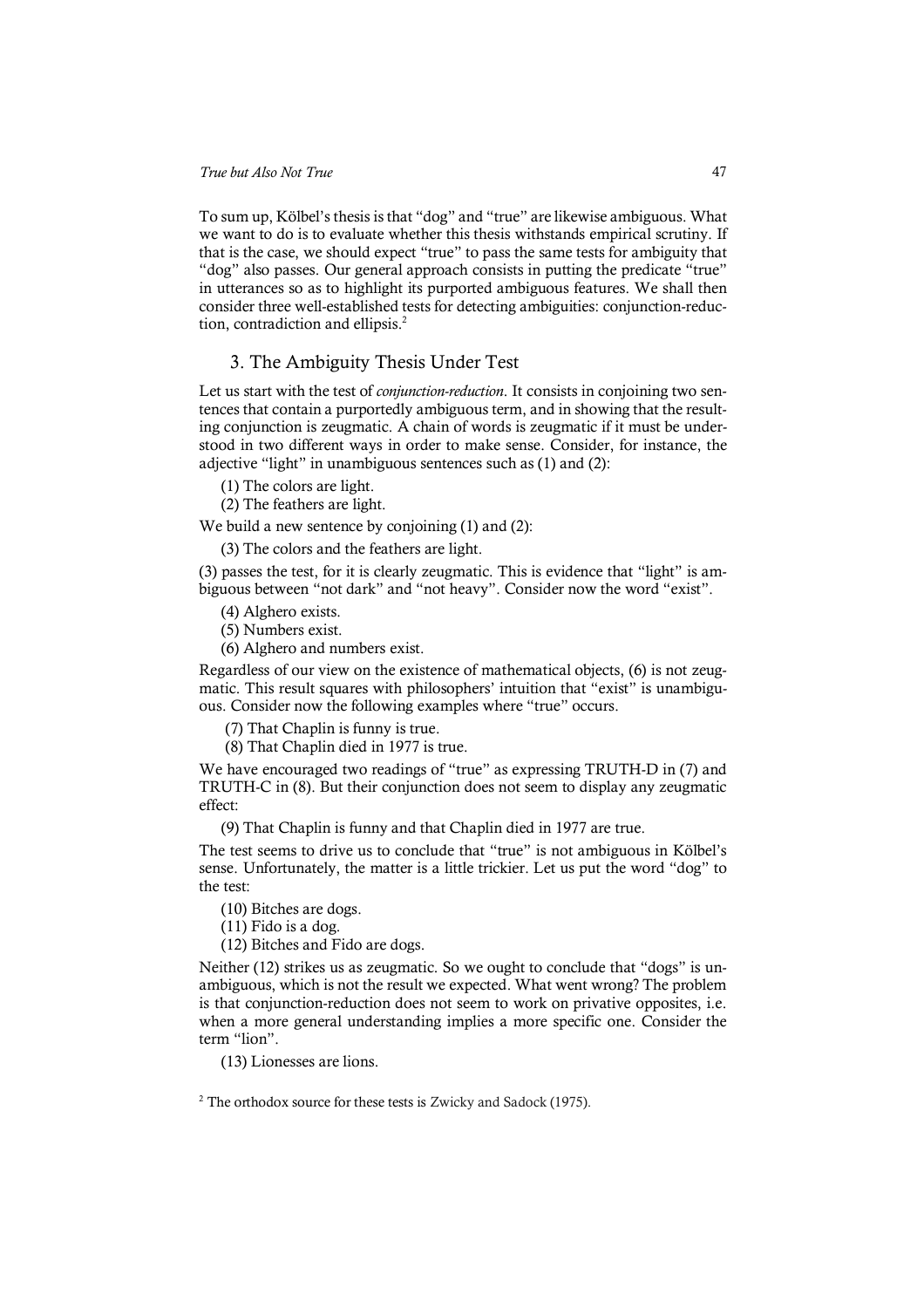To sum up, Kölbel's thesis is that "dog" and "true" are likewise ambiguous. What we want to do is to evaluate whether this thesis withstands empirical scrutiny. If that is the case, we should expect "true" to pass the same tests for ambiguity that "dog" also passes. Our general approach consists in putting the predicate "true" in utterances so as to highlight its purported ambiguous features. We shall then consider three well-established tests for detecting ambiguities: conjunction-reduction, contradiction and ellipsis.[2]

## 3. The Ambiguity Thesis Under Test

Let us start with the test of *conjunction-reduction*. It consists in conjoining two sentences that contain a purportedly ambiguous term, and in showing that the resulting conjunction is zeugmatic. A chain of words is zeugmatic if it must be understood in two different ways in order to make sense. Consider, for instance, the adjective "light" in unambiguous sentences such as (1) and (2):

(1) The colors are light.

(2) The feathers are light.

We build a new sentence by conjoining (1) and (2):

(3) The colors and the feathers are light.

(3) passes the test, for it is clearly zeugmatic. This is evidence that "light" is ambiguous between "not dark" and "not heavy". Consider now the word "exist".

(4) Alghero exists.

(5) Numbers exist.

(6) Alghero and numbers exist.

Regardless of our view on the existence of mathematical objects, (6) is not zeugmatic. This result squares with philosophers' intuition that "exist" is unambiguous. Consider now the following examples where "true" occurs.

(7) That Chaplin is funny is true.

(8) That Chaplin died in 1977 is true.

We have encouraged two readings of "true" as expressing TRUTH-D in (7) and TRUTH-C in (8). But their conjunction does not seem to display any zeugmatic effect:

(9) That Chaplin is funny and that Chaplin died in 1977 are true.

The test seems to drive us to conclude that "true" is not ambiguous in Kölbel's sense. Unfortunately, the matter is a little trickier. Let us put the word "dog" to the test:

(10) Bitches are dogs.

(11) Fido is a dog.

(12) Bitches and Fido are dogs.

Neither (12) strikes us as zeugmatic. So we ought to conclude that "dogs" is unambiguous, which is not the result we expected. What went wrong? The problem is that conjunction-reduction does not seem to work on privative opposites, i.e. when a more general understanding implies a more specific one. Consider the term "lion".

(13) Lionesses are lions.

[2] The orthodox source for these tests is Zwicky and Sadock (1975).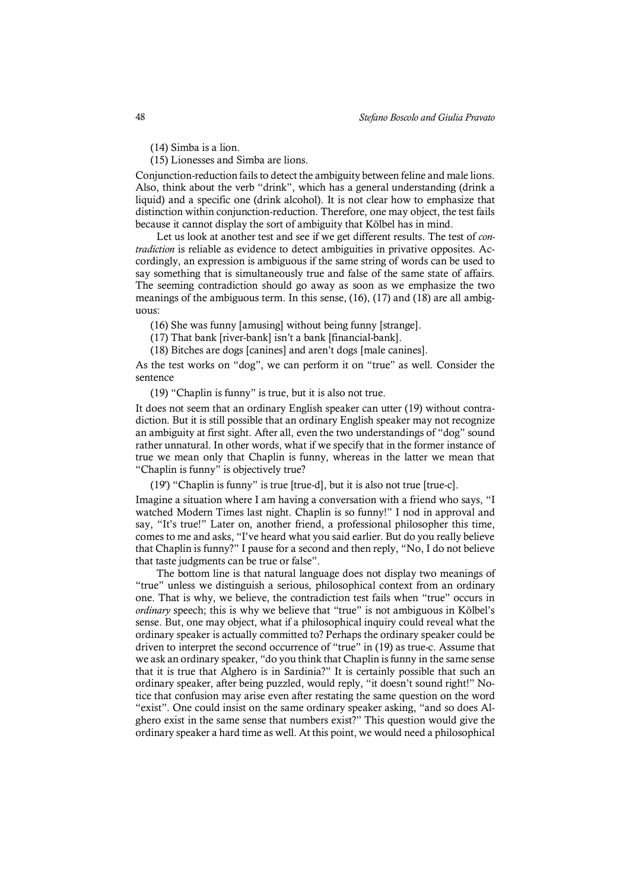(14) Simba is a lion.

(15) Lionesses and Simba are lions.

Conjunction-reduction fails to detect the ambiguity between feline and male lions. Also, think about the verb "drink", which has a general understanding (drink a liquid) and a specific one (drink alcohol). It is not clear how to emphasize that distinction within conjunction-reduction. Therefore, one may object, the test fails because it cannot display the sort of ambiguity that Kölbel has in mind.

Let us look at another test and see if we get different results. The test of *contradiction* is reliable as evidence to detect ambiguities in privative opposites. Accordingly, an expression is ambiguous if the same string of words can be used to say something that is simultaneously true and false of the same state of affairs. The seeming contradiction should go away as soon as we emphasize the two meanings of the ambiguous term. In this sense, (16), (17) and (18) are all ambiguous:

(16) She was funny [amusing] without being funny [strange].

(17) That bank [river-bank] isn't a bank [financial-bank].

(18) Bitches are dogs [canines] and aren't dogs [male canines].

As the test works on "dog", we can perform it on "true" as well. Consider the sentence

(19) "Chaplin is funny" is true, but it is also not true.

It does not seem that an ordinary English speaker can utter (19) without contradiction. But it is still possible that an ordinary English speaker may not recognize an ambiguity at first sight. After all, even the two understandings of "dog" sound rather unnatural. In other words, what if we specify that in the former instance of true we mean only that Chaplin is funny, whereas in the latter we mean that "Chaplin is funny" is objectively true?

(19') "Chaplin is funny" is true [true-d], but it is also not true [true-c].

Imagine a situation where I am having a conversation with a friend who says, "I watched Modern Times last night. Chaplin is so funny!" I nod in approval and say, "It's true!" Later on, another friend, a professional philosopher this time, comes to me and asks, "I've heard what you said earlier. But do you really believe that Chaplin is funny?" I pause for a second and then reply, "No, I do not believe that taste judgments can be true or false".

The bottom line is that natural language does not display two meanings of "true" unless we distinguish a serious, philosophical context from an ordinary one. That is why, we believe, the contradiction test fails when "true" occurs in *ordinary* speech; this is why we believe that "true" is not ambiguous in Kölbel's sense. But, one may object, what if a philosophical inquiry could reveal what the ordinary speaker is actually committed to? Perhaps the ordinary speaker could be driven to interpret the second occurrence of "true" in (19) as true-c. Assume that we ask an ordinary speaker, "do you think that Chaplin is funny in the same sense that it is true that Alghero is in Sardinia?" It is certainly possible that such an ordinary speaker, after being puzzled, would reply, "it doesn't sound right!" Notice that confusion may arise even after restating the same question on the word "exist". One could insist on the same ordinary speaker asking, "and so does Alghero exist in the same sense that numbers exist?" This question would give the ordinary speaker a hard time as well. At this point, we would need a philosophical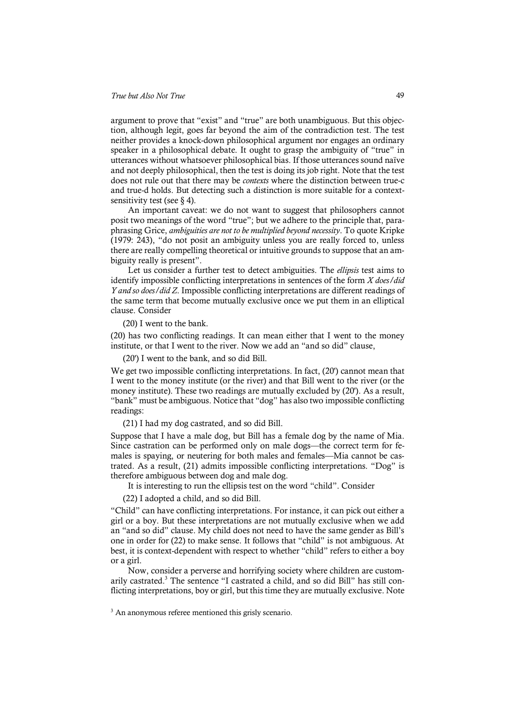argument to prove that "exist" and "true" are both unambiguous. But this objection, although legit, goes far beyond the aim of the contradiction test. The test neither provides a knock-down philosophical argument nor engages an ordinary speaker in a philosophical debate. It ought to grasp the ambiguity of "true" in utterances without whatsoever philosophical bias. If those utterances sound naïve and not deeply philosophical, then the test is doing its job right. Note that the test does not rule out that there may be *contexts* where the distinction between true-c and true-d holds. But detecting such a distinction is more suitable for a context-sensitivity test (see § 4).

An important caveat: we do not want to suggest that philosophers cannot posit two meanings of the word "true"; but we adhere to the principle that, paraphrasing Grice, *ambiguities are not to be multiplied beyond necessity*. To quote Kripke (1979: 243), "do not posit an ambiguity unless you are really forced to, unless there are really compelling theoretical or intuitive grounds to suppose that an ambiguity really is present".

Let us consider a further test to detect ambiguities. The *ellipsis* test aims to identify impossible conflicting interpretations in sentences of the form *X does/did Y and so does/did Z*. Impossible conflicting interpretations are different readings of the same term that become mutually exclusive once we put them in an elliptical clause. Consider

(20) I went to the bank.

(20) has two conflicting readings. It can mean either that I went to the money institute, or that I went to the river. Now we add an "and so did" clause,

(20') I went to the bank, and so did Bill.

We get two impossible conflicting interpretations. In fact, (20') cannot mean that I went to the money institute (or the river) and that Bill went to the river (or the money institute). These two readings are mutually excluded by (20'). As a result, "bank" must be ambiguous. Notice that "dog" has also two impossible conflicting readings:

(21) I had my dog castrated, and so did Bill.

Suppose that I have a male dog, but Bill has a female dog by the name of Mia. Since castration can be performed only on male dogs—the correct term for females is spaying, or neutering for both males and females—Mia cannot be castrated. As a result, (21) admits impossible conflicting interpretations. "Dog" is therefore ambiguous between dog and male dog.

It is interesting to run the ellipsis test on the word "child". Consider

(22) I adopted a child, and so did Bill.

"Child" can have conflicting interpretations. For instance, it can pick out either a girl or a boy. But these interpretations are not mutually exclusive when we add an "and so did" clause. My child does not need to have the same gender as Bill's one in order for (22) to make sense. It follows that "child" is not ambiguous. At best, it is context-dependent with respect to whether "child" refers to either a boy or a girl.

Now, consider a perverse and horrifying society where children are customarily castrated.[3] The sentence "I castrated a child, and so did Bill" has still conflicting interpretations, boy or girl, but this time they are mutually exclusive. Note

[3] An anonymous referee mentioned this grisly scenario.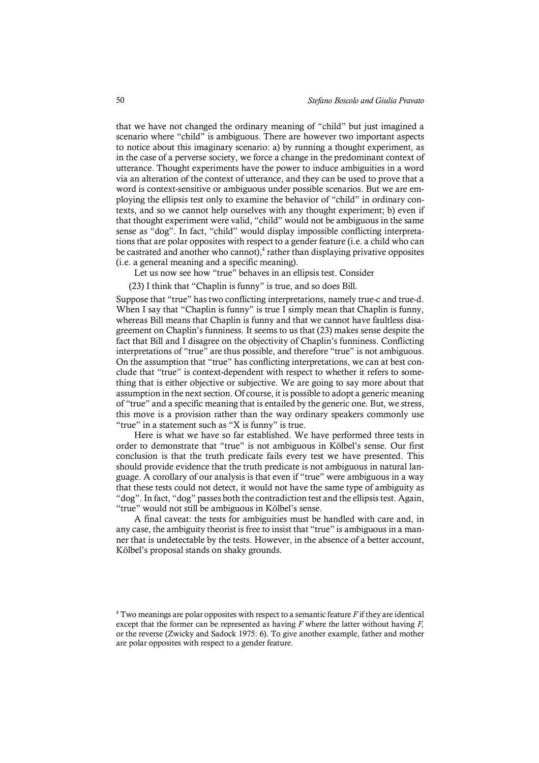that we have not changed the ordinary meaning of "child" but just imagined a scenario where "child" is ambiguous. There are however two important aspects to notice about this imaginary scenario: a) by running a thought experiment, as in the case of a perverse society, we force a change in the predominant context of utterance. Thought experiments have the power to induce ambiguities in a word via an alteration of the context of utterance, and they can be used to prove that a word is context-sensitive or ambiguous under possible scenarios. But we are employing the ellipsis test only to examine the behavior of "child" in ordinary contexts, and so we cannot help ourselves with any thought experiment; b) even if that thought experiment were valid, "child" would not be ambiguous in the same sense as "dog". In fact, "child" would display impossible conflicting interpretations that are polar opposites with respect to a gender feature (i.e. a child who can be castrated and another who cannot),[4] rather than displaying privative opposites (i.e. a general meaning and a specific meaning).

Let us now see how "true" behaves in an ellipsis test. Consider

(23) I think that "Chaplin is funny" is true, and so does Bill.

Suppose that "true" has two conflicting interpretations, namely true-c and true-d. When I say that "Chaplin is funny" is true I simply mean that Chaplin is funny, whereas Bill means that Chaplin is funny and that we cannot have faultless disagreement on Chaplin's funniness. It seems to us that (23) makes sense despite the fact that Bill and I disagree on the objectivity of Chaplin's funniness. Conflicting interpretations of "true" are thus possible, and therefore "true" is not ambiguous. On the assumption that "true" has conflicting interpretations, we can at best conclude that "true" is context-dependent with respect to whether it refers to something that is either objective or subjective. We are going to say more about that assumption in the next section. Of course, it is possible to adopt a generic meaning of "true" and a specific meaning that is entailed by the generic one. But, we stress, this move is a provision rather than the way ordinary speakers commonly use "true" in a statement such as "X is funny" is true.

Here is what we have so far established. We have performed three tests in order to demonstrate that "true" is not ambiguous in Kölbel's sense. Our first conclusion is that the truth predicate fails every test we have presented. This should provide evidence that the truth predicate is not ambiguous in natural language. A corollary of our analysis is that even if "true" were ambiguous in a way that these tests could not detect, it would not have the same type of ambiguity as "dog". In fact, "dog" passes both the contradiction test and the ellipsis test. Again, "true" would not still be ambiguous in Kölbel's sense.

A final caveat: the tests for ambiguities must be handled with care and, in any case, the ambiguity theorist is free to insist that "true" is ambiguous in a manner that is undetectable by the tests. However, in the absence of a better account, Kölbel's proposal stands on shaky grounds.

---

[4] Two meanings are polar opposites with respect to a semantic feature *F* if they are identical except that the former can be represented as having *F* where the latter without having *F*, or the reverse (Zwicky and Sadock 1975: 6). To give another example, father and mother are polar opposites with respect to a gender feature.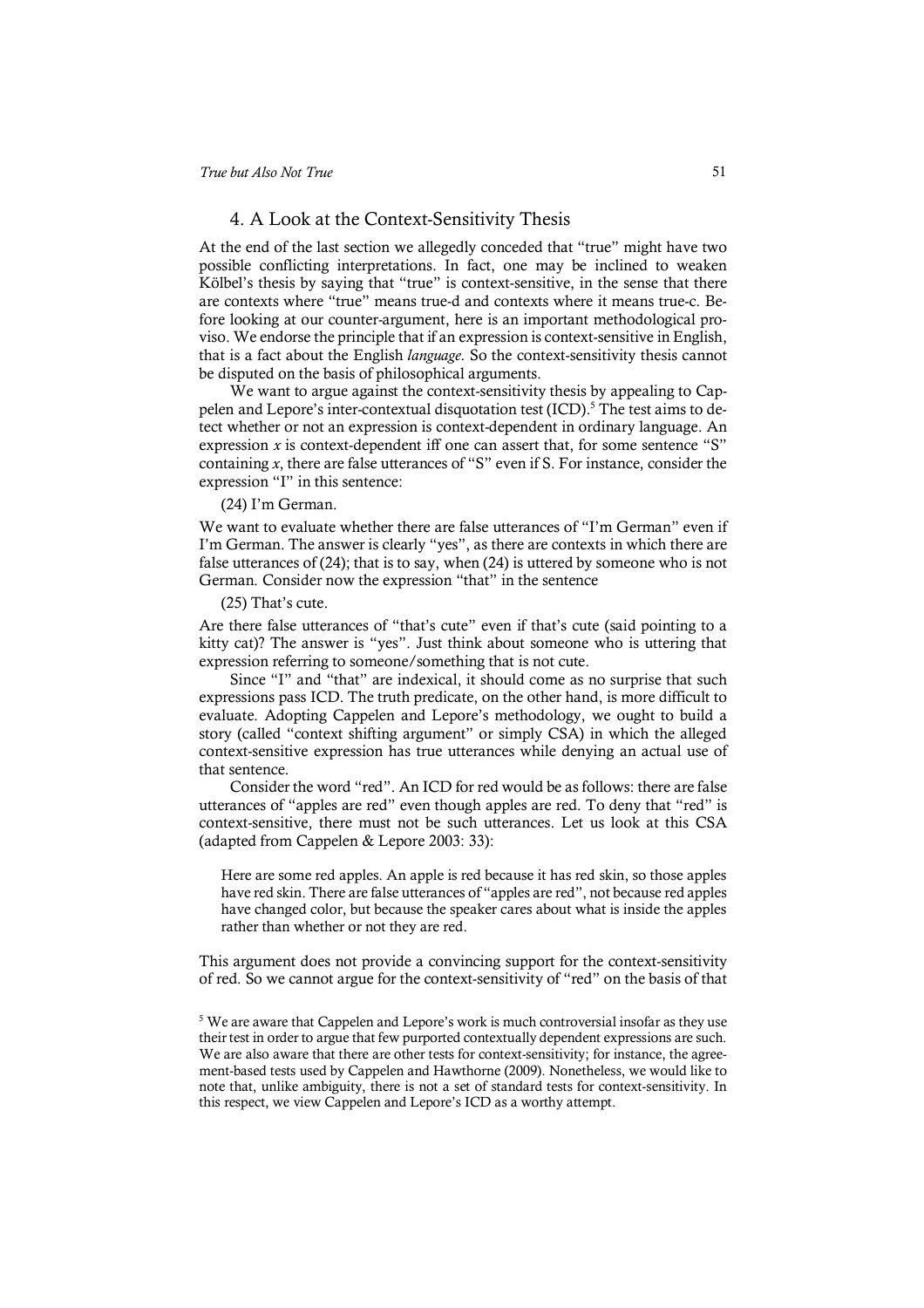## 4. A Look at the Context-Sensitivity Thesis

At the end of the last section we allegedly conceded that "true" might have two possible conflicting interpretations. In fact, one may be inclined to weaken Kölbel's thesis by saying that "true" is context-sensitive, in the sense that there are contexts where "true" means true-d and contexts where it means true-c. Before looking at our counter-argument, here is an important methodological proviso. We endorse the principle that if an expression is context-sensitive in English, that is a fact about the English *language*. So the context-sensitivity thesis cannot be disputed on the basis of philosophical arguments.

We want to argue against the context-sensitivity thesis by appealing to Cappelen and Lepore's inter-contextual disquotation test (ICD).[5] The test aims to detect whether or not an expression is context-dependent in ordinary language. An expression *x* is context-dependent iff one can assert that, for some sentence "S" containing *x*, there are false utterances of "S" even if S. For instance, consider the expression "I" in this sentence:

(24) I'm German.

We want to evaluate whether there are false utterances of "I'm German" even if I'm German. The answer is clearly "yes", as there are contexts in which there are false utterances of (24); that is to say, when (24) is uttered by someone who is not German. Consider now the expression "that" in the sentence

(25) That's cute.

Are there false utterances of "that's cute" even if that's cute (said pointing to a kitty cat)? The answer is "yes". Just think about someone who is uttering that expression referring to someone/something that is not cute.

Since "I" and "that" are indexical, it should come as no surprise that such expressions pass ICD. The truth predicate, on the other hand, is more difficult to evaluate. Adopting Cappelen and Lepore's methodology, we ought to build a story (called "context shifting argument" or simply CSA) in which the alleged context-sensitive expression has true utterances while denying an actual use of that sentence.

Consider the word "red". An ICD for red would be as follows: there are false utterances of "apples are red" even though apples are red. To deny that "red" is context-sensitive, there must not be such utterances. Let us look at this CSA (adapted from Cappelen & Lepore 2003: 33):

> Here are some red apples. An apple is red because it has red skin, so those apples have red skin. There are false utterances of "apples are red", not because red apples have changed color, but because the speaker cares about what is inside the apples rather than whether or not they are red.

This argument does not provide a convincing support for the context-sensitivity of red. So we cannot argue for the context-sensitivity of "red" on the basis of that

[5] We are aware that Cappelen and Lepore's work is much controversial insofar as they use their test in order to argue that few purported contextually dependent expressions are such. We are also aware that there are other tests for context-sensitivity; for instance, the agreement-based tests used by Cappelen and Hawthorne (2009). Nonetheless, we would like to note that, unlike ambiguity, there is not a set of standard tests for context-sensitivity. In this respect, we view Cappelen and Lepore's ICD as a worthy attempt.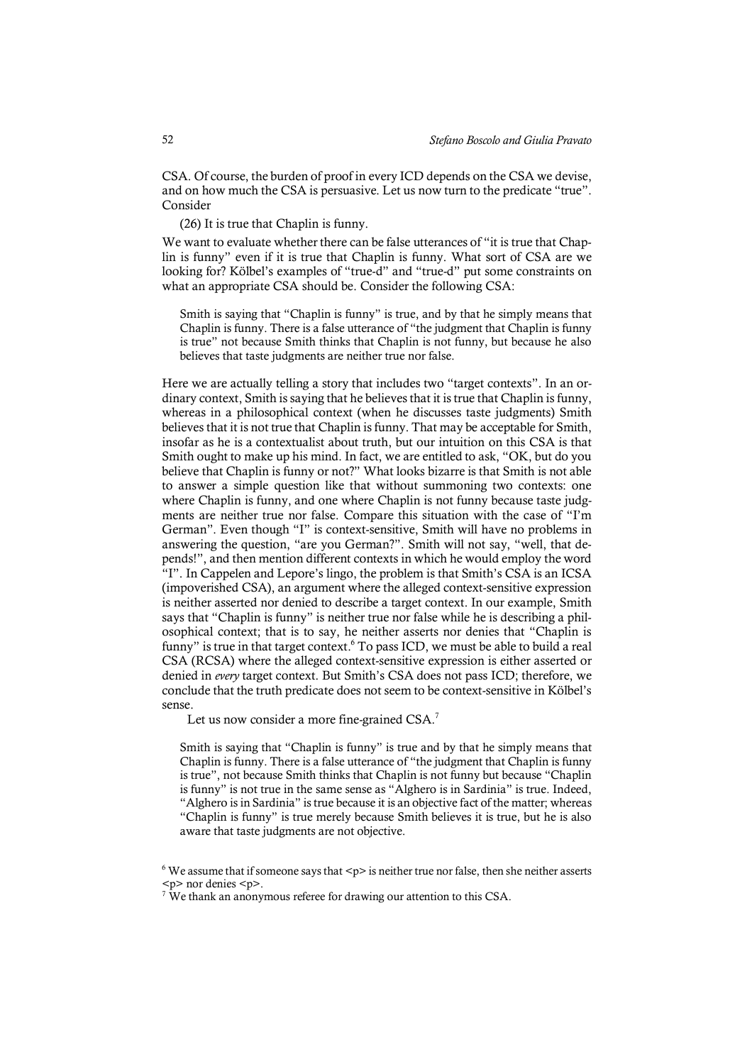CSA. Of course, the burden of proof in every ICD depends on the CSA we devise, and on how much the CSA is persuasive. Let us now turn to the predicate "true". Consider

(26) It is true that Chaplin is funny.

We want to evaluate whether there can be false utterances of "it is true that Chaplin is funny" even if it is true that Chaplin is funny. What sort of CSA are we looking for? Kölbel's examples of "true-d" and "true-d" put some constraints on what an appropriate CSA should be. Consider the following CSA:

> Smith is saying that "Chaplin is funny" is true, and by that he simply means that Chaplin is funny. There is a false utterance of "the judgment that Chaplin is funny is true" not because Smith thinks that Chaplin is not funny, but because he also believes that taste judgments are neither true nor false.

Here we are actually telling a story that includes two "target contexts". In an ordinary context, Smith is saying that he believes that it is true that Chaplin is funny, whereas in a philosophical context (when he discusses taste judgments) Smith believes that it is not true that Chaplin is funny. That may be acceptable for Smith, insofar as he is a contextualist about truth, but our intuition on this CSA is that Smith ought to make up his mind. In fact, we are entitled to ask, "OK, but do you believe that Chaplin is funny or not?" What looks bizarre is that Smith is not able to answer a simple question like that without summoning two contexts: one where Chaplin is funny, and one where Chaplin is not funny because taste judgments are neither true nor false. Compare this situation with the case of "I'm German". Even though "I" is context-sensitive, Smith will have no problems in answering the question, "are you German?". Smith will not say, "well, that depends!", and then mention different contexts in which he would employ the word "I". In Cappelen and Lepore's lingo, the problem is that Smith's CSA is an ICSA (impoverished CSA), an argument where the alleged context-sensitive expression is neither asserted nor denied to describe a target context. In our example, Smith says that "Chaplin is funny" is neither true nor false while he is describing a philosophical context; that is to say, he neither asserts nor denies that "Chaplin is funny" is true in that target context.[6] To pass ICD, we must be able to build a real CSA (RCSA) where the alleged context-sensitive expression is either asserted or denied in *every* target context. But Smith's CSA does not pass ICD; therefore, we conclude that the truth predicate does not seem to be context-sensitive in Kölbel's sense.

Let us now consider a more fine-grained CSA.[7]

> Smith is saying that "Chaplin is funny" is true and by that he simply means that Chaplin is funny. There is a false utterance of "the judgment that Chaplin is funny is true", not because Smith thinks that Chaplin is not funny but because "Chaplin is funny" is not true in the same sense as "Alghero is in Sardinia" is true. Indeed, "Alghero is in Sardinia" is true because it is an objective fact of the matter; whereas "Chaplin is funny" is true merely because Smith believes it is true, but he is also aware that taste judgments are not objective.

[6] We assume that if someone says that <p> is neither true nor false, then she neither asserts <p> nor denies <p>.

[7] We thank an anonymous referee for drawing our attention to this CSA.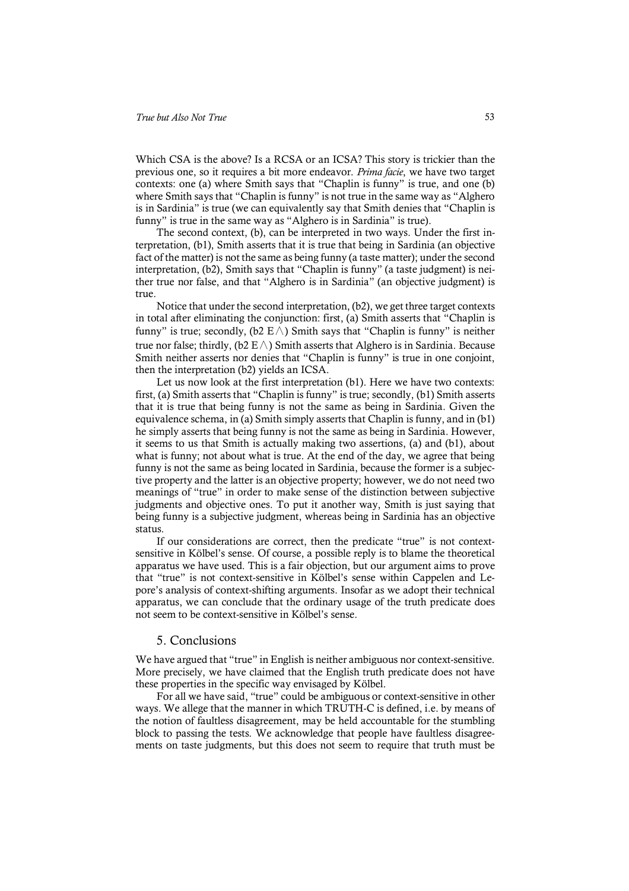Which CSA is the above? Is a RCSA or an ICSA? This story is trickier than the previous one, so it requires a bit more endeavor. *Prima facie*, we have two target contexts: one (a) where Smith says that "Chaplin is funny" is true, and one (b) where Smith says that "Chaplin is funny" is not true in the same way as "Alghero is in Sardinia" is true (we can equivalently say that Smith denies that "Chaplin is funny" is true in the same way as "Alghero is in Sardinia" is true).

The second context, (b), can be interpreted in two ways. Under the first interpretation, (b1), Smith asserts that it is true that being in Sardinia (an objective fact of the matter) is not the same as being funny (a taste matter); under the second interpretation, (b2), Smith says that "Chaplin is funny" (a taste judgment) is neither true nor false, and that "Alghero is in Sardinia" (an objective judgment) is true.

Notice that under the second interpretation, (b2), we get three target contexts in total after eliminating the conjunction: first, (a) Smith asserts that "Chaplin is funny" is true; secondly, (b2 $E\wedge$) Smith says that "Chaplin is funny" is neither true nor false; thirdly, (b2 $E\wedge$) Smith asserts that Alghero is in Sardinia. Because Smith neither asserts nor denies that "Chaplin is funny" is true in one conjoint, then the interpretation (b2) yields an ICSA.

Let us now look at the first interpretation (b1). Here we have two contexts: first, (a) Smith asserts that "Chaplin is funny" is true; secondly, (b1) Smith asserts that it is true that being funny is not the same as being in Sardinia. Given the equivalence schema, in (a) Smith simply asserts that Chaplin is funny, and in (b1) he simply asserts that being funny is not the same as being in Sardinia. However, it seems to us that Smith is actually making two assertions, (a) and (b1), about what is funny; not about what is true. At the end of the day, we agree that being funny is not the same as being located in Sardinia, because the former is a subjective property and the latter is an objective property; however, we do not need two meanings of "true" in order to make sense of the distinction between subjective judgments and objective ones. To put it another way, Smith is just saying that being funny is a subjective judgment, whereas being in Sardinia has an objective status.

If our considerations are correct, then the predicate "true" is not context-sensitive in Kölbel's sense. Of course, a possible reply is to blame the theoretical apparatus we have used. This is a fair objection, but our argument aims to prove that "true" is not context-sensitive in Kölbel's sense within Cappelen and Lepore's analysis of context-shifting arguments. Insofar as we adopt their technical apparatus, we can conclude that the ordinary usage of the truth predicate does not seem to be context-sensitive in Kölbel's sense.

## 5. Conclusions

We have argued that "true" in English is neither ambiguous nor context-sensitive. More precisely, we have claimed that the English truth predicate does not have these properties in the specific way envisaged by Kölbel.

For all we have said, "true" could be ambiguous or context-sensitive in other ways. We allege that the manner in which TRUTH-C is defined, i.e. by means of the notion of faultless disagreement, may be held accountable for the stumbling block to passing the tests. We acknowledge that people have faultless disagreements on taste judgments, but this does not seem to require that truth must be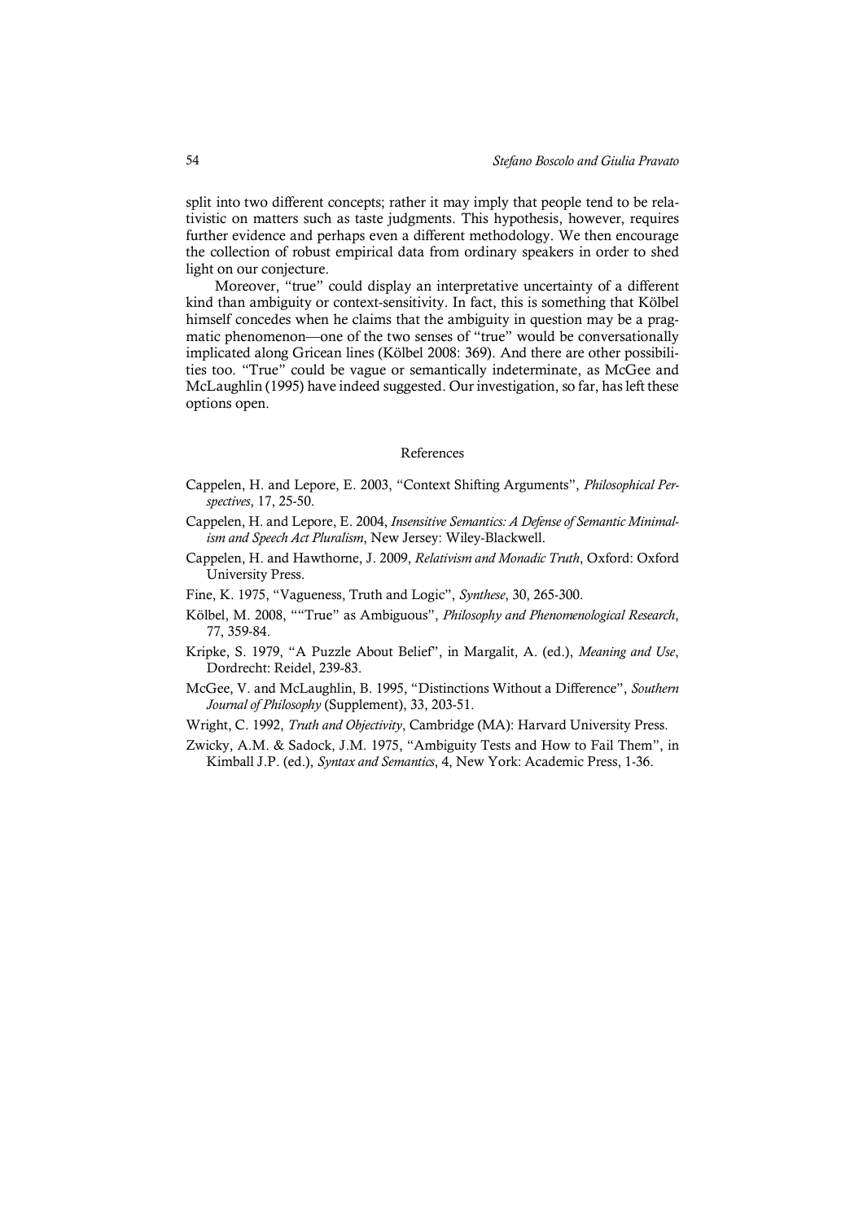split into two different concepts; rather it may imply that people tend to be relativistic on matters such as taste judgments. This hypothesis, however, requires further evidence and perhaps even a different methodology. We then encourage the collection of robust empirical data from ordinary speakers in order to shed light on our conjecture.

Moreover, "true" could display an interpretative uncertainty of a different kind than ambiguity or context-sensitivity. In fact, this is something that Kölbel himself concedes when he claims that the ambiguity in question may be a pragmatic phenomenon—one of the two senses of "true" would be conversationally implicated along Gricean lines (Kölbel 2008: 369). And there are other possibilities too. "True" could be vague or semantically indeterminate, as McGee and McLaughlin (1995) have indeed suggested. Our investigation, so far, has left these options open.

## References

Cappelen, H. and Lepore, E. 2003, "Context Shifting Arguments", *Philosophical Perspectives*, 17, 25-50.

Cappelen, H. and Lepore, E. 2004, *Insensitive Semantics: A Defense of Semantic Minimalism and Speech Act Pluralism*, New Jersey: Wiley-Blackwell.

Cappelen, H. and Hawthorne, J. 2009, *Relativism and Monadic Truth*, Oxford: Oxford University Press.

Fine, K. 1975, "Vagueness, Truth and Logic", *Synthese*, 30, 265-300.

Kölbel, M. 2008, ""True" as Ambiguous", *Philosophy and Phenomenological Research*, 77, 359-84.

Kripke, S. 1979, "A Puzzle About Belief", in Margalit, A. (ed.), *Meaning and Use*, Dordrecht: Reidel, 239-83.

McGee, V. and McLaughlin, B. 1995, "Distinctions Without a Difference", *Southern Journal of Philosophy* (Supplement), 33, 203-51.

Wright, C. 1992, *Truth and Objectivity*, Cambridge (MA): Harvard University Press.

Zwicky, A.M. & Sadock, J.M. 1975, "Ambiguity Tests and How to Fail Them", in Kimball J.P. (ed.), *Syntax and Semantics*, 4, New York: Academic Press, 1-36.